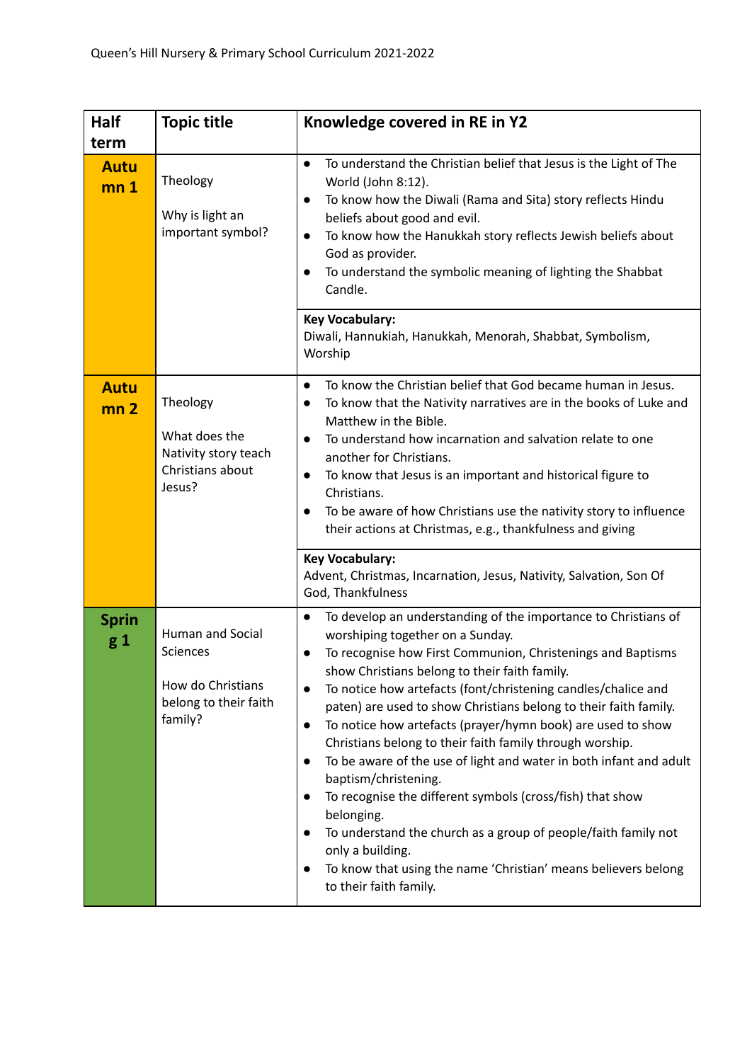| Half term | Topic title | Knowledge covered in RE in Y2 |
|---|---|---|
| **Autumn 1** | Theology<br><br>Why is light an important symbol? | • To understand the Christian belief that Jesus is the Light of The World (John 8:12).<br>• To know how the Diwali (Rama and Sita) story reflects Hindu beliefs about good and evil.<br>• To know how the Hanukkah story reflects Jewish beliefs about God as provider.<br>• To understand the symbolic meaning of lighting the Shabbat Candle. |
| | | **Key Vocabulary:**<br>Diwali, Hannukiah, Hanukkah, Menorah, Shabbat, Symbolism, Worship |
| **Autumn 2** | Theology<br><br>What does the Nativity story teach Christians about Jesus? | • To know the Christian belief that God became human in Jesus.<br>• To know that the Nativity narratives are in the books of Luke and Matthew in the Bible.<br>• To understand how incarnation and salvation relate to one another for Christians.<br>• To know that Jesus is an important and historical figure to Christians.<br>• To be aware of how Christians use the nativity story to influence their actions at Christmas, e.g., thankfulness and giving |
| | | **Key Vocabulary:**<br>Advent, Christmas, Incarnation, Jesus, Nativity, Salvation, Son Of God, Thankfulness |
| **Spring 1** | Human and Social Sciences<br><br>How do Christians belong to their faith family? | • To develop an understanding of the importance to Christians of worshiping together on a Sunday.<br>• To recognise how First Communion, Christenings and Baptisms show Christians belong to their faith family.<br>• To notice how artefacts (font/christening candles/chalice and paten) are used to show Christians belong to their faith family.<br>• To notice how artefacts (prayer/hymn book) are used to show Christians belong to their faith family through worship.<br>• To be aware of the use of light and water in both infant and adult baptism/christening.<br>• To recognise the different symbols (cross/fish) that show belonging.<br>• To understand the church as a group of people/faith family not only a building.<br>• To know that using the name 'Christian' means believers belong to their faith family. |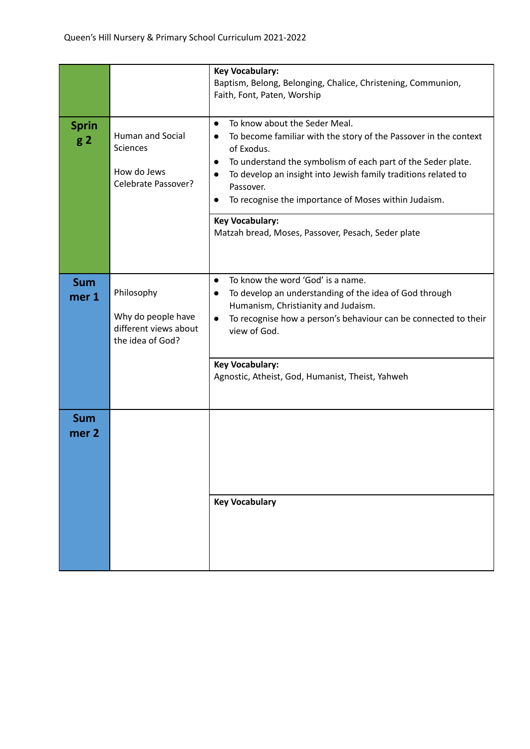| | | |
|---|---|---|
| | | **Key Vocabulary:** Baptism, Belong, Belonging, Chalice, Christening, Communion, Faith, Font, Paten, Worship |
| **Spring 2** | Human and Social Sciences<br><br>How do Jews Celebrate Passover? | • To know about the Seder Meal.<br>• To become familiar with the story of the Passover in the context of Exodus.<br>• To understand the symbolism of each part of the Seder plate.<br>• To develop an insight into Jewish family traditions related to Passover.<br>• To recognise the importance of Moses within Judaism. |
| | | **Key Vocabulary:** Matzah bread, Moses, Passover, Pesach, Seder plate |
| **Summer 1** | Philosophy<br><br>Why do people have different views about the idea of God? | • To know the word 'God' is a name.<br>• To develop an understanding of the idea of God through Humanism, Christianity and Judaism.<br>• To recognise how a person's behaviour can be connected to their view of God. |
| | | **Key Vocabulary:** Agnostic, Atheist, God, Humanist, Theist, Yahweh |
| **Summer 2** | | |
| | | **Key Vocabulary** |